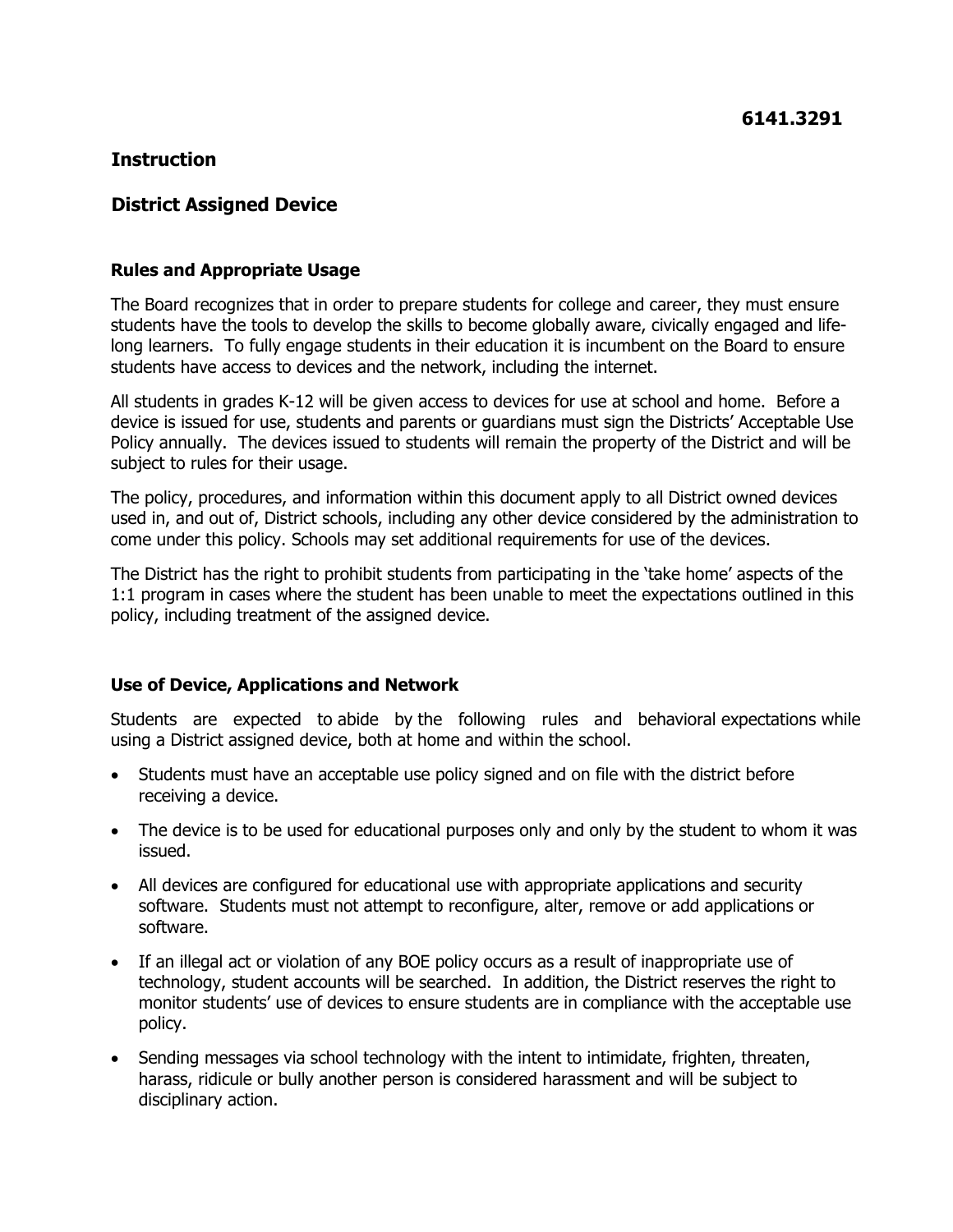6141.3291

## Instruction

## District Assigned Device

### Rules and Appropriate Usage

The Board recognizes that in order to prepare students for college and career, they must ensure students have the tools to develop the skills to become globally aware, civically engaged and life-long learners. To fully engage students in their education it is incumbent on the Board to ensure students have access to devices and the network, including the internet.

All students in grades K-12 will be given access to devices for use at school and home. Before a device is issued for use, students and parents or guardians must sign the Districts' Acceptable Use Policy annually. The devices issued to students will remain the property of the District and will be subject to rules for their usage.

The policy, procedures, and information within this document apply to all District owned devices used in, and out of, District schools, including any other device considered by the administration to come under this policy. Schools may set additional requirements for use of the devices.

The District has the right to prohibit students from participating in the 'take home' aspects of the 1:1 program in cases where the student has been unable to meet the expectations outlined in this policy, including treatment of the assigned device.

### Use of Device, Applications and Network

Students are expected to abide by the following rules and behavioral expectations while using a District assigned device, both at home and within the school.

- Students must have an acceptable use policy signed and on file with the district before receiving a device.
- The device is to be used for educational purposes only and only by the student to whom it was issued.
- All devices are configured for educational use with appropriate applications and security software. Students must not attempt to reconfigure, alter, remove or add applications or software.
- If an illegal act or violation of any BOE policy occurs as a result of inappropriate use of technology, student accounts will be searched. In addition, the District reserves the right to monitor students' use of devices to ensure students are in compliance with the acceptable use policy.
- Sending messages via school technology with the intent to intimidate, frighten, threaten, harass, ridicule or bully another person is considered harassment and will be subject to disciplinary action.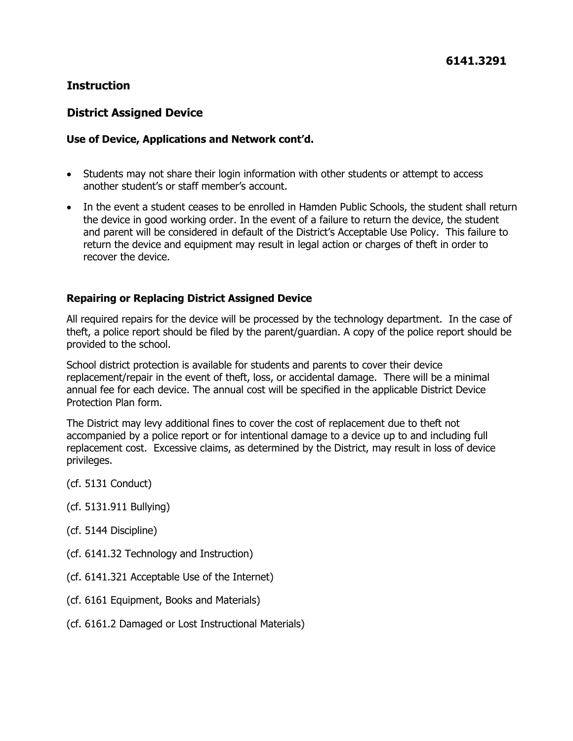**6141.3291**

## Instruction

## District Assigned Device

### Use of Device, Applications and Network cont'd.

- Students may not share their login information with other students or attempt to access another student's or staff member's account.
- In the event a student ceases to be enrolled in Hamden Public Schools, the student shall return the device in good working order. In the event of a failure to return the device, the student and parent will be considered in default of the District's Acceptable Use Policy. This failure to return the device and equipment may result in legal action or charges of theft in order to recover the device.

### Repairing or Replacing District Assigned Device

All required repairs for the device will be processed by the technology department. In the case of theft, a police report should be filed by the parent/guardian. A copy of the police report should be provided to the school.

School district protection is available for students and parents to cover their device replacement/repair in the event of theft, loss, or accidental damage. There will be a minimal annual fee for each device. The annual cost will be specified in the applicable District Device Protection Plan form.

The District may levy additional fines to cover the cost of replacement due to theft not accompanied by a police report or for intentional damage to a device up to and including full replacement cost. Excessive claims, as determined by the District, may result in loss of device privileges.

(cf. 5131 Conduct)

(cf. 5131.911 Bullying)

(cf. 5144 Discipline)

(cf. 6141.32 Technology and Instruction)

(cf. 6141.321 Acceptable Use of the Internet)

(cf. 6161 Equipment, Books and Materials)

(cf. 6161.2 Damaged or Lost Instructional Materials)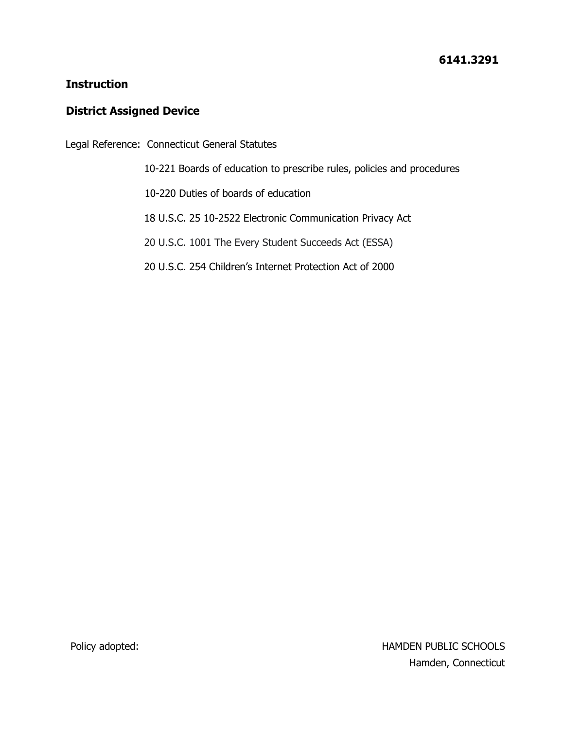**6141.3291**

**Instruction**

**District Assigned Device**

Legal Reference: Connecticut General Statutes

10-221 Boards of education to prescribe rules, policies and procedures

10-220 Duties of boards of education

18 U.S.C. 25 10-2522 Electronic Communication Privacy Act

20 U.S.C. 1001 The Every Student Succeeds Act (ESSA)

20 U.S.C. 254 Children's Internet Protection Act of 2000

Policy adopted:

HAMDEN PUBLIC SCHOOLS
Hamden, Connecticut